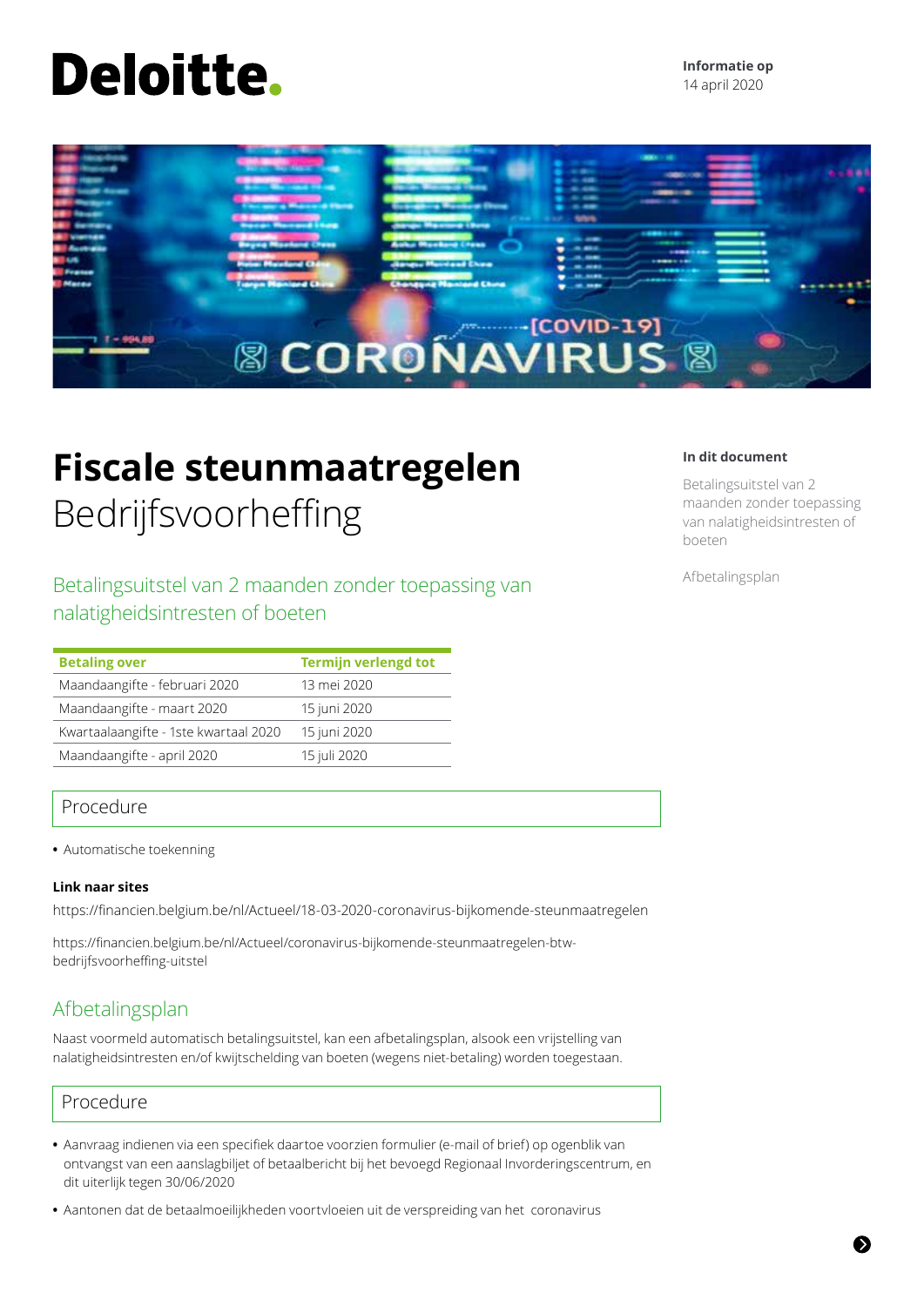Deloitte.

**Informatie op**
14 april 2020

# **Fiscale steunmaatregelen**
# Bedrijfsvoorheffing

**In dit document**

Betalingsuitstel van 2 maanden zonder toepassing van nalatigheidsintresten of boeten

Afbetalingsplan

## Betalingsuitstel van 2 maanden zonder toepassing van nalatigheidsintresten of boeten

| Betaling over | Termijn verlengd tot |
|---|---|
| Maandaangifte - februari 2020 | 13 mei 2020 |
| Maandaangifte - maart 2020 | 15 juni 2020 |
| Kwartaalaangifte - 1ste kwartaal 2020 | 15 juni 2020 |
| Maandaangifte - april 2020 | 15 juli 2020 |

### Procedure

- Automatische toekenning

**Link naar sites**

https://financien.belgium.be/nl/Actueel/18-03-2020-coronavirus-bijkomende-steunmaatregelen

https://financien.belgium.be/nl/Actueel/coronavirus-bijkomende-steunmaatregelen-btw-bedrijfsvoorheffing-uitstel

## Afbetalingsplan

Naast voormeld automatisch betalingsuitstel, kan een afbetalingsplan, alsook een vrijstelling van nalatigheidsintresten en/of kwijtschelding van boeten (wegens niet-betaling) worden toegestaan.

### Procedure

- Aanvraag indienen via een specifiek daartoe voorzien formulier (e-mail of brief) op ogenblik van ontvangst van een aanslagbiljet of betaalbericht bij het bevoegd Regionaal Invorderingscentrum, en dit uiterlijk tegen 30/06/2020
- Aantonen dat de betaalmoeilijkheden voortvloeien uit de verspreiding van het coronavirus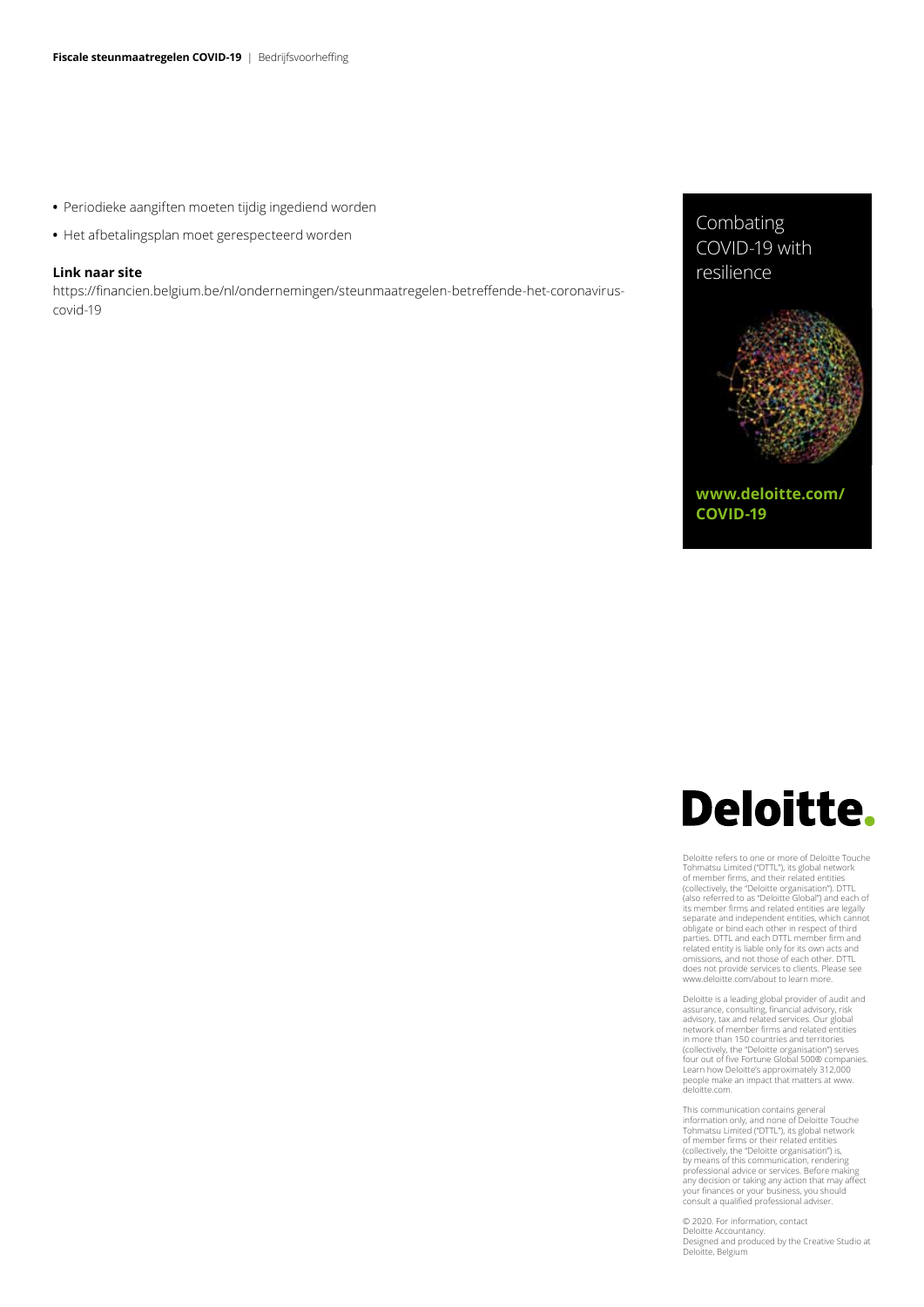- Periodieke aangiften moeten tijdig ingediend worden
- Het afbetalingsplan moet gerespecteerd worden

**Link naar site**

https://financien.belgium.be/nl/ondernemingen/steunmaatregelen-betreffende-het-coronavirus-covid-19

Combating COVID-19 with resilience

**www.deloitte.com/COVID-19**

Deloitte refers to one or more of Deloitte Touche Tohmatsu Limited ("DTTL"), its global network of member firms, and their related entities (collectively, the "Deloitte organisation"). DTTL (also referred to as "Deloitte Global") and each of its member firms and related entities are legally separate and independent entities, which cannot obligate or bind each other in respect of third parties. DTTL and each DTTL member firm and related entity is liable only for its own acts and omissions, and not those of each other. DTTL does not provide services to clients. Please see www.deloitte.com/about to learn more.

Deloitte is a leading global provider of audit and assurance, consulting, financial advisory, risk advisory, tax and related services. Our global network of member firms and related entities in more than 150 countries and territories (collectively, the "Deloitte organisation") serves four out of five Fortune Global 500® companies. Learn how Deloitte's approximately 312,000 people make an impact that matters at www.deloitte.com.

This communication contains general information only, and none of Deloitte Touche Tohmatsu Limited ("DTTL"), its global network of member firms or their related entities (collectively, the "Deloitte organisation") is, by means of this communication, rendering professional advice or services. Before making any decision or taking any action that may affect your finances or your business, you should consult a qualified professional adviser.

© 2020. For information, contact Deloitte Accountancy.
Designed and produced by the Creative Studio at Deloitte, Belgium